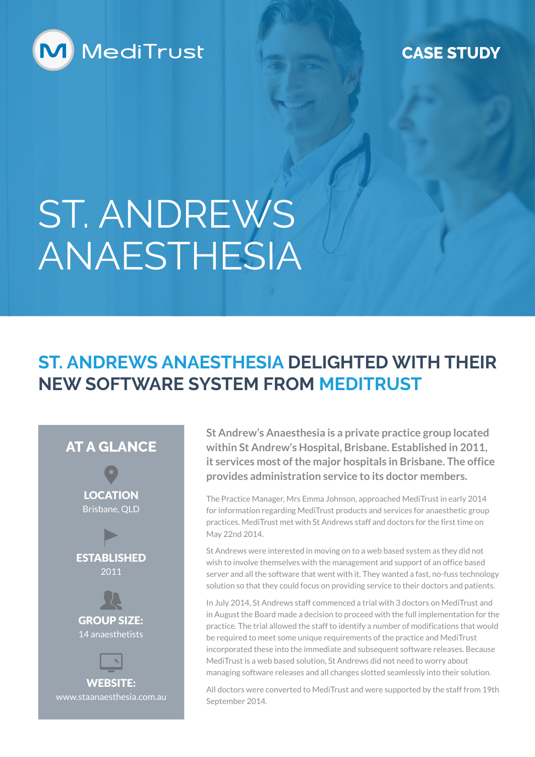MediTrust

CASE STUDY

# ST. ANDREWS ANAESTHESIA

## ST. ANDREWS ANAESTHESIA DELIGHTED WITH THEIR NEW SOFTWARE SYSTEM FROM MEDITRUST

### AT A GLANCE

**LOCATION**
Brisbane, QLD

**ESTABLISHED**
2011

**GROUP SIZE:**
14 anaesthetists

**WEBSITE:**
www.staanaesthesia.com.au

**St Andrew's Anaesthesia is a private practice group located within St Andrew's Hospital, Brisbane. Established in 2011, it services most of the major hospitals in Brisbane. The office provides administration service to its doctor members.**

The Practice Manager, Mrs Emma Johnson, approached MediTrust in early 2014 for information regarding MediTrust products and services for anaesthetic group practices. MediTrust met with St Andrews staff and doctors for the first time on May 22nd 2014.

St Andrews were interested in moving on to a web based system as they did not wish to involve themselves with the management and support of an office based server and all the software that went with it. They wanted a fast, no-fuss technology solution so that they could focus on providing service to their doctors and patients.

In July 2014, St Andrews staff commenced a trial with 3 doctors on MediTrust and in August the Board made a decision to proceed with the full implementation for the practice. The trial allowed the staff to identify a number of modifications that would be required to meet some unique requirements of the practice and MediTrust incorporated these into the immediate and subsequent software releases. Because MediTrust is a web based solution, St Andrews did not need to worry about managing software releases and all changes slotted seamlessly into their solution.

All doctors were converted to MediTrust and were supported by the staff from 19th September 2014.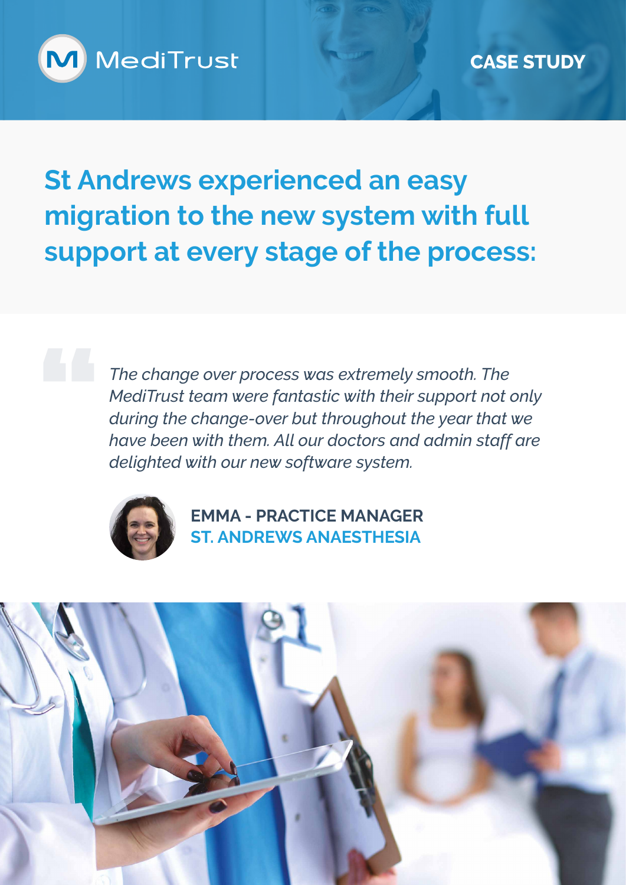MediTrust

CASE STUDY

# St Andrews experienced an easy migration to the new system with full support at every stage of the process:

> *The change over process was extremely smooth. The MediTrust team were fantastic with their support not only during the change-over but throughout the year that we have been with them. All our doctors and admin staff are delighted with our new software system.*

**EMMA - PRACTICE MANAGER**
**ST. ANDREWS ANAESTHESIA**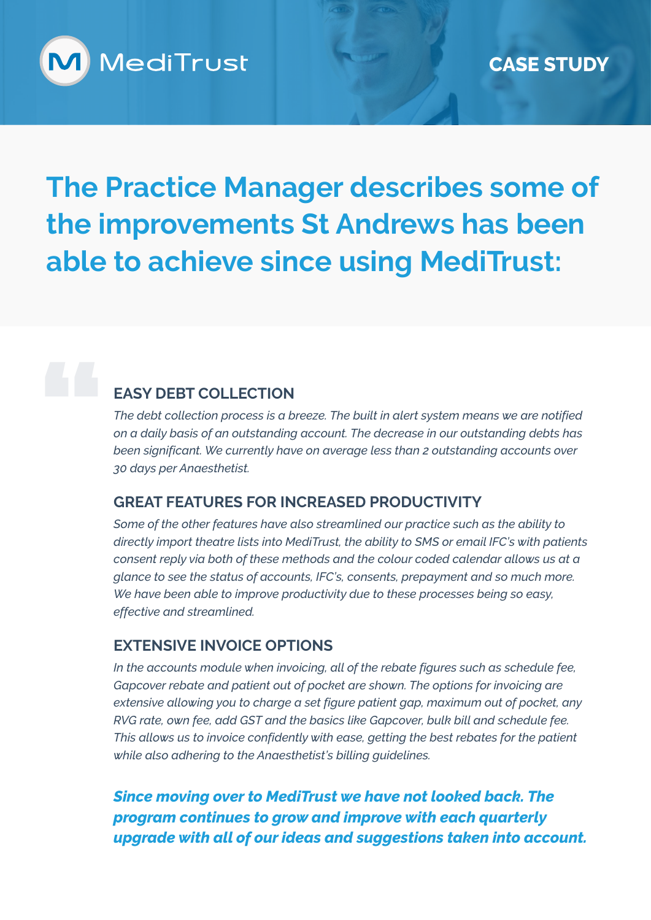MediTrust

**CASE STUDY**

# The Practice Manager describes some of the improvements St Andrews has been able to achieve since using MediTrust:

## EASY DEBT COLLECTION

*The debt collection process is a breeze. The built in alert system means we are notified on a daily basis of an outstanding account. The decrease in our outstanding debts has been significant. We currently have on average less than 2 outstanding accounts over 30 days per Anaesthetist.*

## GREAT FEATURES FOR INCREASED PRODUCTIVITY

*Some of the other features have also streamlined our practice such as the ability to directly import theatre lists into MediTrust, the ability to SMS or email IFC's with patients consent reply via both of these methods and the colour coded calendar allows us at a glance to see the status of accounts, IFC's, consents, prepayment and so much more. We have been able to improve productivity due to these processes being so easy, effective and streamlined.*

## EXTENSIVE INVOICE OPTIONS

*In the accounts module when invoicing, all of the rebate figures such as schedule fee, Gapcover rebate and patient out of pocket are shown. The options for invoicing are extensive allowing you to charge a set figure patient gap, maximum out of pocket, any RVG rate, own fee, add GST and the basics like Gapcover, bulk bill and schedule fee. This allows us to invoice confidently with ease, getting the best rebates for the patient while also adhering to the Anaesthetist's billing guidelines.*

***Since moving over to MediTrust we have not looked back. The program continues to grow and improve with each quarterly upgrade with all of our ideas and suggestions taken into account.***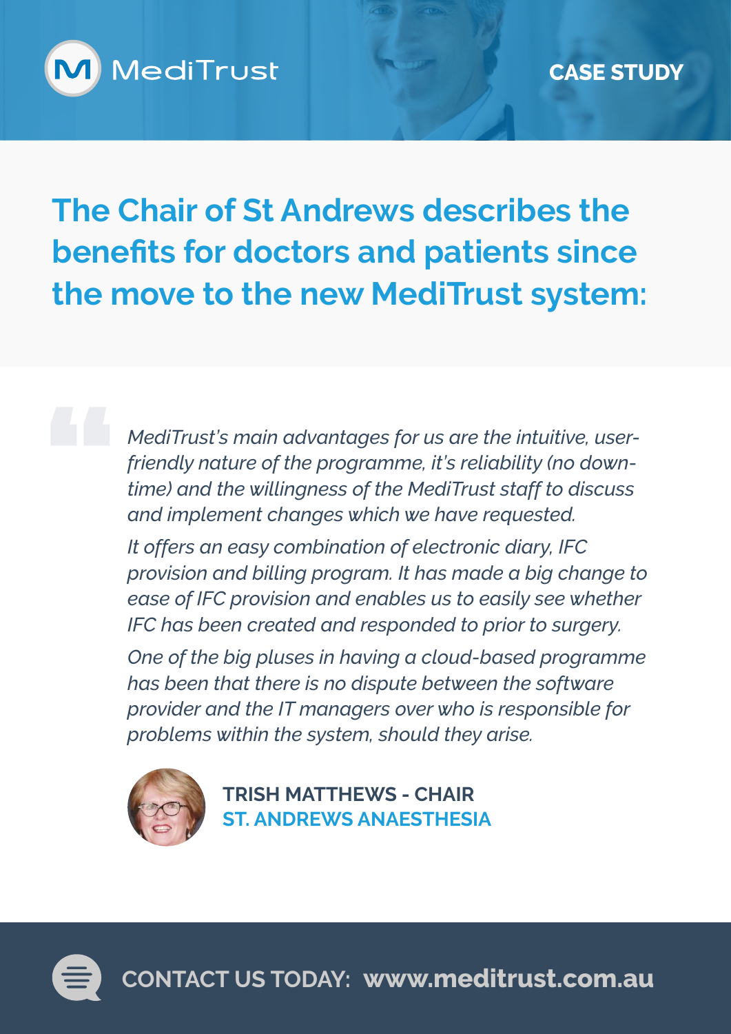MediTrust

CASE STUDY

# The Chair of St Andrews describes the benefits for doctors and patients since the move to the new MediTrust system:

> *MediTrust's main advantages for us are the intuitive, user-friendly nature of the programme, it's reliability (no down-time) and the willingness of the MediTrust staff to discuss and implement changes which we have requested.*
>
> *It offers an easy combination of electronic diary, IFC provision and billing program. It has made a big change to ease of IFC provision and enables us to easily see whether IFC has been created and responded to prior to surgery.*
>
> *One of the big pluses in having a cloud-based programme has been that there is no dispute between the software provider and the IT managers over who is responsible for problems within the system, should they arise.*

**TRISH MATTHEWS - CHAIR**
**ST. ANDREWS ANAESTHESIA**

**CONTACT US TODAY: www.meditrust.com.au**